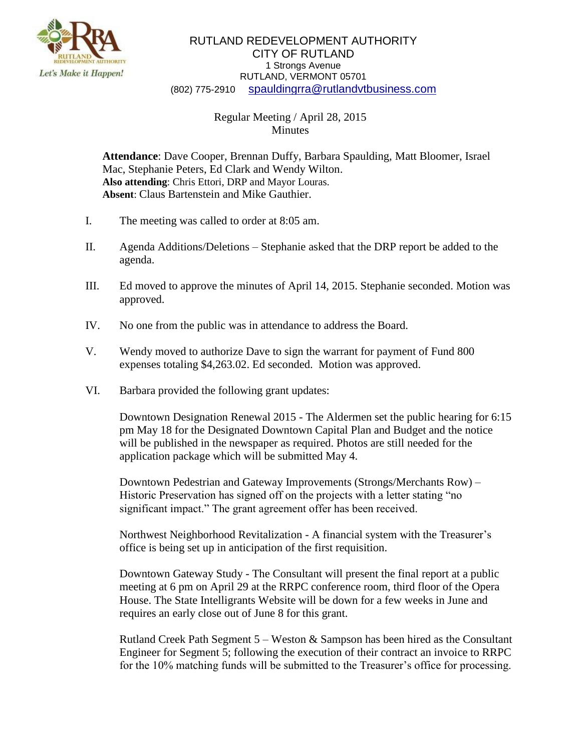RUTLAND REDEVELOPMENT AUTHORITY
CITY OF RUTLAND
1 Strongs Avenue
RUTLAND, VERMONT 05701
(802) 775-2910 spauldingrra@rutlandvtbusiness.com

Regular Meeting / April 28, 2015
Minutes

**Attendance**: Dave Cooper, Brennan Duffy, Barbara Spaulding, Matt Bloomer, Israel Mac, Stephanie Peters, Ed Clark and Wendy Wilton.
**Also attending**: Chris Ettori, DRP and Mayor Louras.
**Absent**: Claus Bartenstein and Mike Gauthier.

I. The meeting was called to order at 8:05 am.

II. Agenda Additions/Deletions – Stephanie asked that the DRP report be added to the agenda.

III. Ed moved to approve the minutes of April 14, 2015. Stephanie seconded. Motion was approved.

IV. No one from the public was in attendance to address the Board.

V. Wendy moved to authorize Dave to sign the warrant for payment of Fund 800 expenses totaling $4,263.02. Ed seconded. Motion was approved.

VI. Barbara provided the following grant updates:

Downtown Designation Renewal 2015 - The Aldermen set the public hearing for 6:15 pm May 18 for the Designated Downtown Capital Plan and Budget and the notice will be published in the newspaper as required. Photos are still needed for the application package which will be submitted May 4.

Downtown Pedestrian and Gateway Improvements (Strongs/Merchants Row) – Historic Preservation has signed off on the projects with a letter stating "no significant impact." The grant agreement offer has been received.

Northwest Neighborhood Revitalization - A financial system with the Treasurer's office is being set up in anticipation of the first requisition.

Downtown Gateway Study - The Consultant will present the final report at a public meeting at 6 pm on April 29 at the RRPC conference room, third floor of the Opera House. The State Intelligrants Website will be down for a few weeks in June and requires an early close out of June 8 for this grant.

Rutland Creek Path Segment 5 – Weston & Sampson has been hired as the Consultant Engineer for Segment 5; following the execution of their contract an invoice to RRPC for the 10% matching funds will be submitted to the Treasurer's office for processing.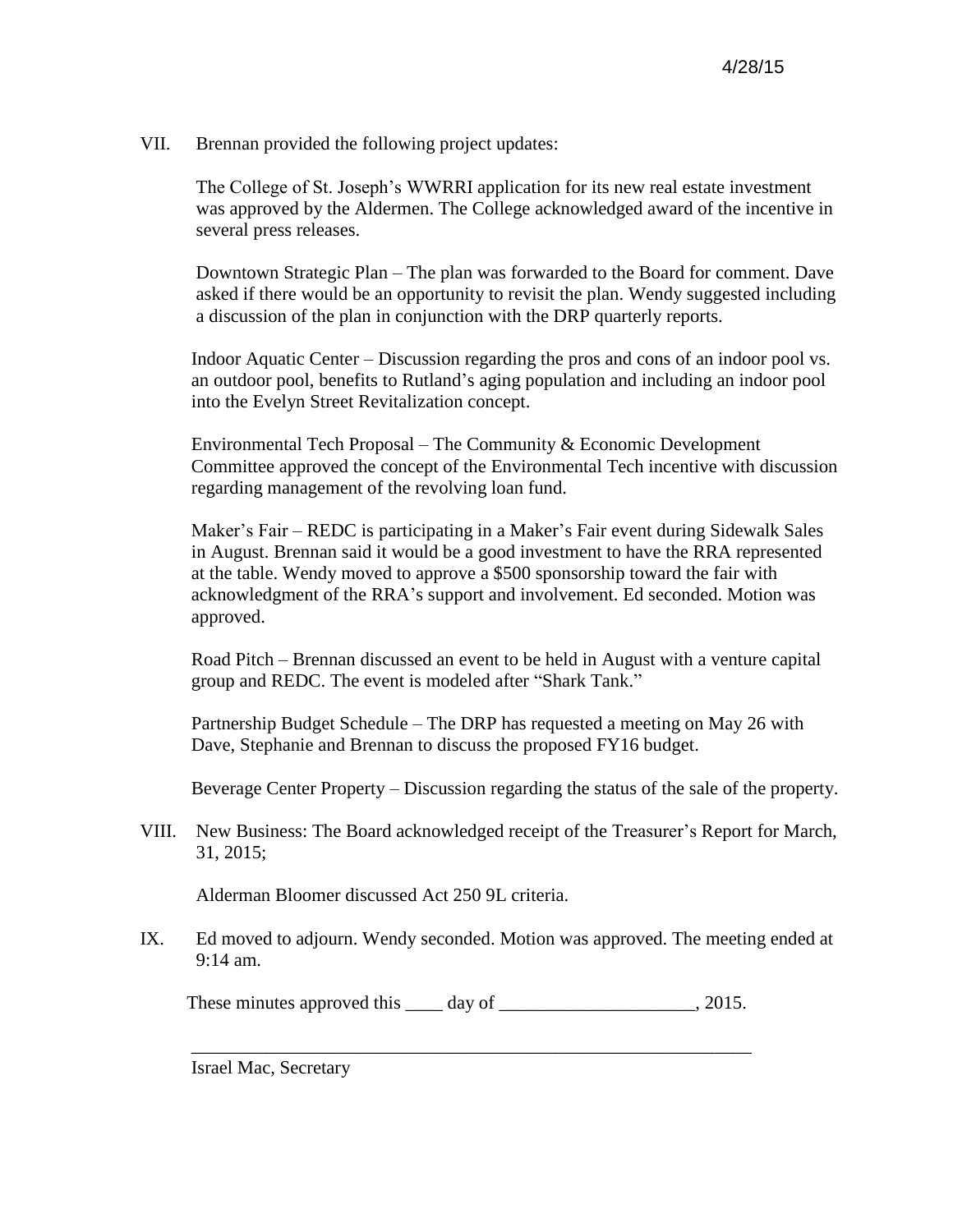4/28/15

VII. Brennan provided the following project updates:

The College of St. Joseph's WWRRI application for its new real estate investment was approved by the Aldermen. The College acknowledged award of the incentive in several press releases.

Downtown Strategic Plan – The plan was forwarded to the Board for comment. Dave asked if there would be an opportunity to revisit the plan. Wendy suggested including a discussion of the plan in conjunction with the DRP quarterly reports.

Indoor Aquatic Center – Discussion regarding the pros and cons of an indoor pool vs. an outdoor pool, benefits to Rutland's aging population and including an indoor pool into the Evelyn Street Revitalization concept.

Environmental Tech Proposal – The Community & Economic Development Committee approved the concept of the Environmental Tech incentive with discussion regarding management of the revolving loan fund.

Maker's Fair – REDC is participating in a Maker's Fair event during Sidewalk Sales in August. Brennan said it would be a good investment to have the RRA represented at the table. Wendy moved to approve a $500 sponsorship toward the fair with acknowledgment of the RRA's support and involvement. Ed seconded. Motion was approved.

Road Pitch – Brennan discussed an event to be held in August with a venture capital group and REDC. The event is modeled after "Shark Tank."

Partnership Budget Schedule – The DRP has requested a meeting on May 26 with Dave, Stephanie and Brennan to discuss the proposed FY16 budget.

Beverage Center Property – Discussion regarding the status of the sale of the property.

VIII. New Business: The Board acknowledged receipt of the Treasurer's Report for March, 31, 2015;

Alderman Bloomer discussed Act 250 9L criteria.

IX. Ed moved to adjourn. Wendy seconded. Motion was approved. The meeting ended at 9:14 am.

These minutes approved this ____ day of _____________________, 2015.

_______________________________________________________________

Israel Mac, Secretary